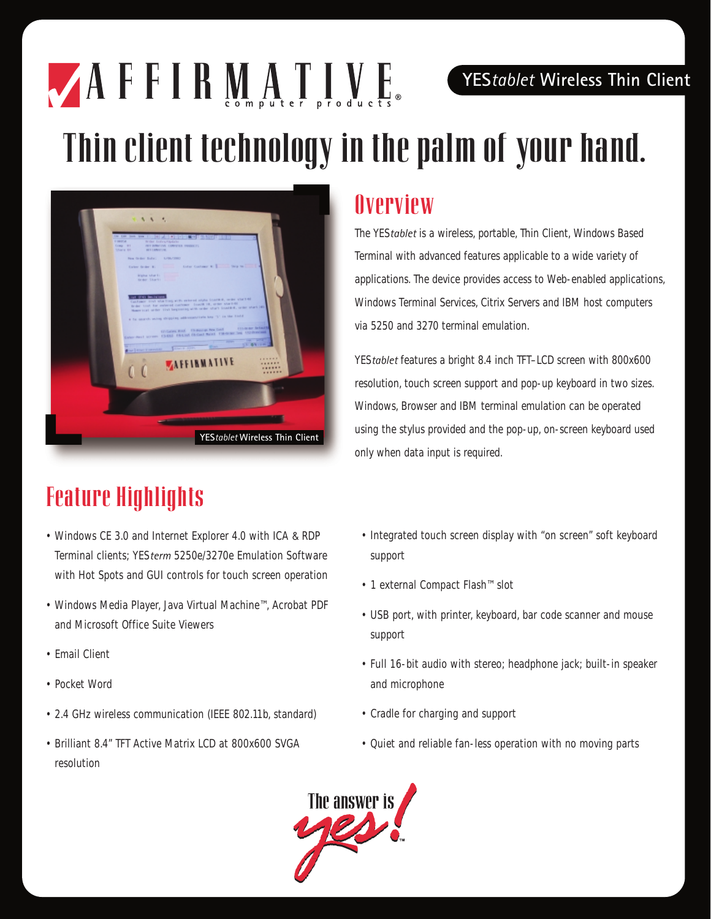AFFIRMATIVE computer products®

YES*tablet* Wireless Thin Client

# Thin client technology in the palm of your hand.

YES*tablet* Wireless Thin Client

## Overview

The YES*tablet* is a wireless, portable, Thin Client, Windows Based Terminal with advanced features applicable to a wide variety of applications. The device provides access to Web-enabled applications, Windows Terminal Services, Citrix Servers and IBM host computers via 5250 and 3270 terminal emulation.

YES*tablet* features a bright 8.4 inch TFT–LCD screen with 800x600 resolution, touch screen support and pop-up keyboard in two sizes. Windows, Browser and IBM terminal emulation can be operated using the stylus provided and the pop-up, on-screen keyboard used only when data input is required.

## Feature Highlights

- Windows CE 3.0 and Internet Explorer 4.0 with ICA & RDP Terminal clients; YES*term* 5250e/3270e Emulation Software with Hot Spots and GUI controls for touch screen operation
- Windows Media Player, Java Virtual Machine™, Acrobat PDF and Microsoft Office Suite Viewers
- Email Client
- Pocket Word
- 2.4 GHz wireless communication (IEEE 802.11b, standard)
- Brilliant 8.4" TFT Active Matrix LCD at 800x600 SVGA resolution
- Integrated touch screen display with "on screen" soft keyboard support
- 1 external Compact Flash™ slot
- USB port, with printer, keyboard, bar code scanner and mouse support
- Full 16-bit audio with stereo; headphone jack; built-in speaker and microphone
- Cradle for charging and support
- Quiet and reliable fan-less operation with no moving parts

The answer is yes!™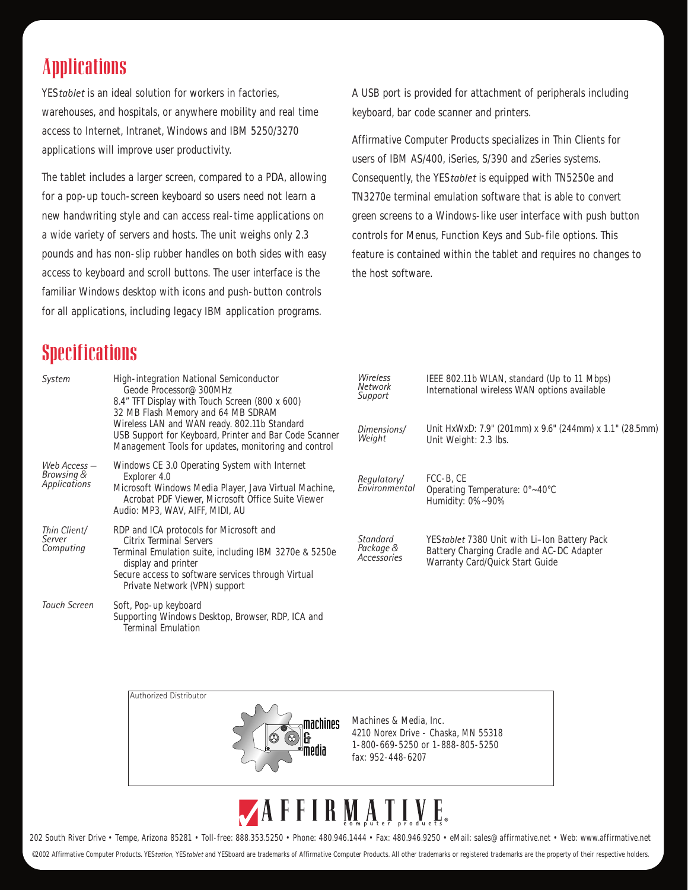## Applications

YES*tablet* is an ideal solution for workers in factories, warehouses, and hospitals, or anywhere mobility and real time access to Internet, Intranet, Windows and IBM 5250/3270 applications will improve user productivity.

The tablet includes a larger screen, compared to a PDA, allowing for a pop-up touch-screen keyboard so users need not learn a new handwriting style and can access real-time applications on a wide variety of servers and hosts. The unit weighs only 2.3 pounds and has non-slip rubber handles on both sides with easy access to keyboard and scroll buttons. The user interface is the familiar Windows desktop with icons and push-button controls for all applications, including legacy IBM application programs.

A USB port is provided for attachment of peripherals including keyboard, bar code scanner and printers.

Affirmative Computer Products specializes in Thin Clients for users of IBM AS/400, iSeries, S/390 and zSeries systems. Consequently, the YES*tablet* is equipped with TN5250e and TN3270e terminal emulation software that is able to convert green screens to a Windows-like user interface with push button controls for Menus, Function Keys and Sub-file options. This feature is contained within the tablet and requires no changes to the host software.

## Specifications

| | |
|---|---|
| *System* | High-integration National Semiconductor Geode Processor@ 300MHz<br>8.4" TFT Display with Touch Screen (800 x 600)<br>32 MB Flash Memory and 64 MB SDRAM<br>Wireless LAN and WAN ready. 802.11b Standard<br>USB Support for Keyboard, Printer and Bar Code Scanner<br>Management Tools for updates, monitoring and control |
| *Web Access — Browsing & Applications* | Windows CE 3.0 Operating System with Internet Explorer 4.0<br>Microsoft Windows Media Player, Java Virtual Machine, Acrobat PDF Viewer, Microsoft Office Suite Viewer<br>Audio: MP3, WAV, AIFF, MIDI, AU |
| *Thin Client/ Server Computing* | RDP and ICA protocols for Microsoft and Citrix Terminal Servers<br>Terminal Emulation suite, including IBM 3270e & 5250e display and printer<br>Secure access to software services through Virtual Private Network (VPN) support |
| *Touch Screen* | Soft, Pop-up keyboard<br>Supporting Windows Desktop, Browser, RDP, ICA and Terminal Emulation |
| *Wireless Network Support* | IEEE 802.11b WLAN, standard (Up to 11 Mbps)<br>International wireless WAN options available |
| *Dimensions/ Weight* | Unit HxWxD: 7.9" (201mm) x 9.6" (244mm) x 1.1" (28.5mm)<br>Unit Weight: 2.3 lbs. |
| *Regulatory/ Environmental* | FCC-B, CE<br>Operating Temperature: 0°~40°C<br>Humidity: 0%~90% |
| *Standard Package & Accessories* | YES*tablet* 7380 Unit with Li–Ion Battery Pack<br>Battery Charging Cradle and AC-DC Adapter<br>Warranty Card/Quick Start Guide |

Authorized Distributor

machines & media

Machines & Media, Inc.
4210 Norex Drive - Chaska, MN 55318
1-800-669-5250 or 1-888-805-5250
fax: 952-448-6207

AFFIRMATIVE computer products®

202 South River Drive • Tempe, Arizona 85281 • Toll-free: 888.353.5250 • Phone: 480.946.1444 • Fax: 480.946.9250 • eMail: sales@affirmative.net • Web: www.affirmative.net

©2002 Affirmative Computer Products. YES*tation*, YES*tablet* and YESboard are trademarks of Affirmative Computer Products. All other trademarks or registered trademarks are the property of their respective holders.